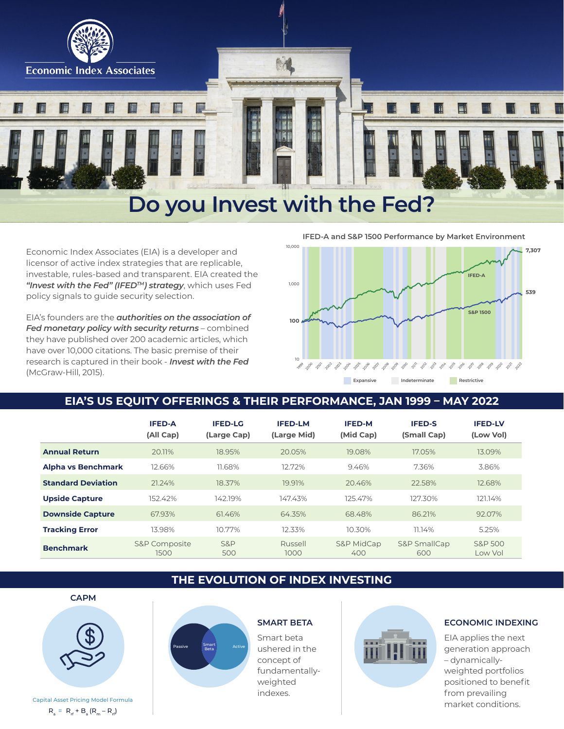Economic Index Associates

# Do you Invest with the Fed?

Economic Index Associates (EIA) is a developer and licensor of active index strategies that are replicable, investable, rules-based and transparent. EIA created the ***"Invest with the Fed" (IFED™) strategy***, which uses Fed policy signals to guide security selection.

EIA's founders are the ***authorities on the association of Fed monetary policy with security returns*** – combined they have published over 200 academic articles, which have over 10,000 citations. The basic premise of their research is captured in their book - ***Invest with the Fed*** (McGraw-Hill, 2015).

**IFED-A and S&P 1500 Performance by Market Environment**

## EIA'S US EQUITY OFFERINGS & THEIR PERFORMANCE, JAN 1999 – MAY 2022

| | IFED-A (All Cap) | IFED-LG (Large Cap) | IFED-LM (Large Mid) | IFED-M (Mid Cap) | IFED-S (Small Cap) | IFED-LV (Low Vol) |
|---|---|---|---|---|---|---|
| **Annual Return** | 20.11% | 18.95% | 20.05% | 19.08% | 17.05% | 13.09% |
| **Alpha vs Benchmark** | 12.66% | 11.68% | 12.72% | 9.46% | 7.36% | 3.86% |
| **Standard Deviation** | 21.24% | 18.37% | 19.91% | 20.46% | 22.58% | 12.68% |
| **Upside Capture** | 152.42% | 142.19% | 147.43% | 125.47% | 127.30% | 121.14% |
| **Downside Capture** | 67.93% | 61.46% | 64.35% | 68.48% | 86.21% | 92.07% |
| **Tracking Error** | 13.98% | 10.77% | 12.33% | 10.30% | 11.14% | 5.25% |
| **Benchmark** | S&P Composite 1500 | S&P 500 | Russell 1000 | S&P MidCap 400 | S&P SmallCap 600 | S&P 500 Low Vol |

## THE EVOLUTION OF INDEX INVESTING

### CAPM

Capital Asset Pricing Model Formula

$$R_a = R_{rf} + B_a (R_m - R_{rf})$$

### SMART BETA

Smart beta ushered in the concept of fundamentally-weighted indexes.

### ECONOMIC INDEXING

EIA applies the next generation approach – dynamically-weighted portfolios positioned to benefit from prevailing market conditions.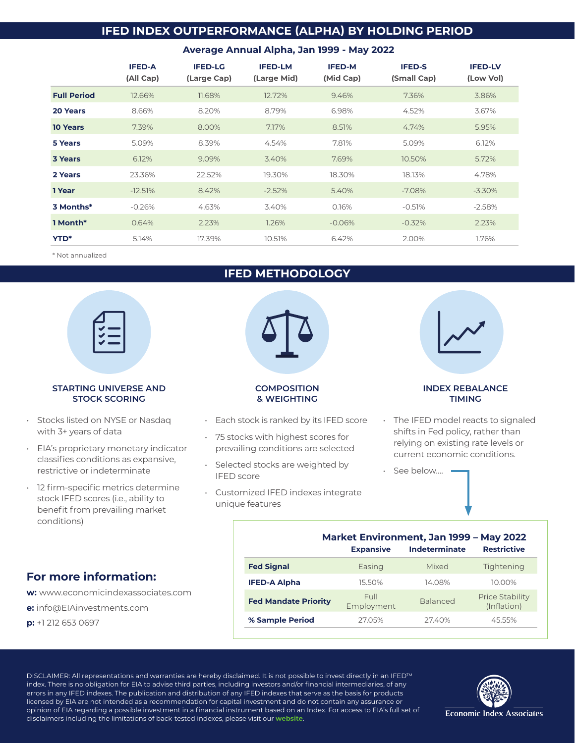## IFED INDEX OUTPERFORMANCE (ALPHA) BY HOLDING PERIOD

### Average Annual Alpha, Jan 1999 - May 2022

| | IFED-A (All Cap) | IFED-LG (Large Cap) | IFED-LM (Large Mid) | IFED-M (Mid Cap) | IFED-S (Small Cap) | IFED-LV (Low Vol) |
|---|---|---|---|---|---|---|
| **Full Period** | 12.66% | 11.68% | 12.72% | 9.46% | 7.36% | 3.86% |
| **20 Years** | 8.66% | 8.20% | 8.79% | 6.98% | 4.52% | 3.67% |
| **10 Years** | 7.39% | 8.00% | 7.17% | 8.51% | 4.74% | 5.95% |
| **5 Years** | 5.09% | 8.39% | 4.54% | 7.81% | 5.09% | 6.12% |
| **3 Years** | 6.12% | 9.09% | 3.40% | 7.69% | 10.50% | 5.72% |
| **2 Years** | 23.36% | 22.52% | 19.30% | 18.30% | 18.13% | 4.78% |
| **1 Year** | -12.51% | 8.42% | -2.52% | 5.40% | -7.08% | -3.30% |
| **3 Months*** | -0.26% | 4.63% | 3.40% | 0.16% | -0.51% | -2.58% |
| **1 Month*** | 0.64% | 2.23% | 1.26% | -0.06% | -0.32% | 2.23% |
| **YTD*** | 5.14% | 17.39% | 10.51% | 6.42% | 2.00% | 1.76% |

\* Not annualized

## IFED METHODOLOGY

### STARTING UNIVERSE AND STOCK SCORING

- Stocks listed on NYSE or Nasdaq with 3+ years of data
- EIA's proprietary monetary indicator classifies conditions as expansive, restrictive or indeterminate
- 12 firm-specific metrics determine stock IFED scores (i.e., ability to benefit from prevailing market conditions)

### COMPOSITION & WEIGHTING

- Each stock is ranked by its IFED score
- 75 stocks with highest scores for prevailing conditions are selected
- Selected stocks are weighted by IFED score
- Customized IFED indexes integrate unique features

### INDEX REBALANCE TIMING

- The IFED model reacts to signaled shifts in Fed policy, rather than relying on existing rate levels or current economic conditions.
- See below....

### Market Environment, Jan 1999 – May 2022

| | Expansive | Indeterminate | Restrictive |
|---|---|---|---|
| **Fed Signal** | Easing | Mixed | Tightening |
| **IFED-A Alpha** | 15.50% | 14.08% | 10.00% |
| **Fed Mandate Priority** | Full Employment | Balanced | Price Stability (Inflation) |
| **% Sample Period** | 27.05% | 27.40% | 45.55% |

## For more information:

**w:** www.economicindexassociates.com

**e:** info@EIAinvestments.com

**p:** +1 212 653 0697

DISCLAIMER: All representations and warranties are hereby disclaimed. It is not possible to invest directly in an IFED™ index. There is no obligation for EIA to advise third parties, including investors and/or financial intermediaries, of any errors in any IFED indexes. The publication and distribution of any IFED indexes that serve as the basis for products licensed by EIA are not intended as a recommendation for capital investment and do not contain any assurance or opinion of EIA regarding a possible investment in a financial instrument based on an Index. For access to EIA's full set of disclaimers including the limitations of back-tested indexes, please visit our **website**.

Economic Index Associates